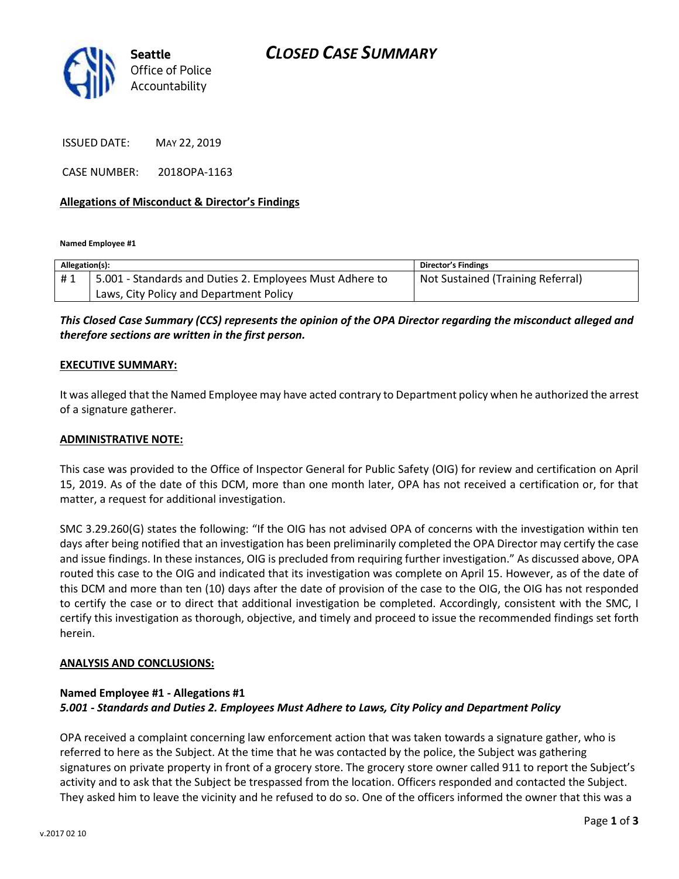**Seattle**
Office of Police
Accountability

# CLOSED CASE SUMMARY

ISSUED DATE: MAY 22, 2019

CASE NUMBER: 2018OPA-1163

**Allegations of Misconduct & Director's Findings**

**Named Employee #1**

| Allegation(s): | | Director's Findings |
|---|---|---|
| # 1 | 5.001 - Standards and Duties 2. Employees Must Adhere to Laws, City Policy and Department Policy | Not Sustained (Training Referral) |

***This Closed Case Summary (CCS) represents the opinion of the OPA Director regarding the misconduct alleged and therefore sections are written in the first person.***

**EXECUTIVE SUMMARY:**

It was alleged that the Named Employee may have acted contrary to Department policy when he authorized the arrest of a signature gatherer.

**ADMINISTRATIVE NOTE:**

This case was provided to the Office of Inspector General for Public Safety (OIG) for review and certification on April 15, 2019. As of the date of this DCM, more than one month later, OPA has not received a certification or, for that matter, a request for additional investigation.

SMC 3.29.260(G) states the following: "If the OIG has not advised OPA of concerns with the investigation within ten days after being notified that an investigation has been preliminarily completed the OPA Director may certify the case and issue findings. In these instances, OIG is precluded from requiring further investigation." As discussed above, OPA routed this case to the OIG and indicated that its investigation was complete on April 15. However, as of the date of this DCM and more than ten (10) days after the date of provision of the case to the OIG, the OIG has not responded to certify the case or to direct that additional investigation be completed. Accordingly, consistent with the SMC, I certify this investigation as thorough, objective, and timely and proceed to issue the recommended findings set forth herein.

**ANALYSIS AND CONCLUSIONS:**

**Named Employee #1 - Allegations #1**
***5.001 - Standards and Duties 2. Employees Must Adhere to Laws, City Policy and Department Policy***

OPA received a complaint concerning law enforcement action that was taken towards a signature gather, who is referred to here as the Subject. At the time that he was contacted by the police, the Subject was gathering signatures on private property in front of a grocery store. The grocery store owner called 911 to report the Subject's activity and to ask that the Subject be trespassed from the location. Officers responded and contacted the Subject. They asked him to leave the vicinity and he refused to do so. One of the officers informed the owner that this was a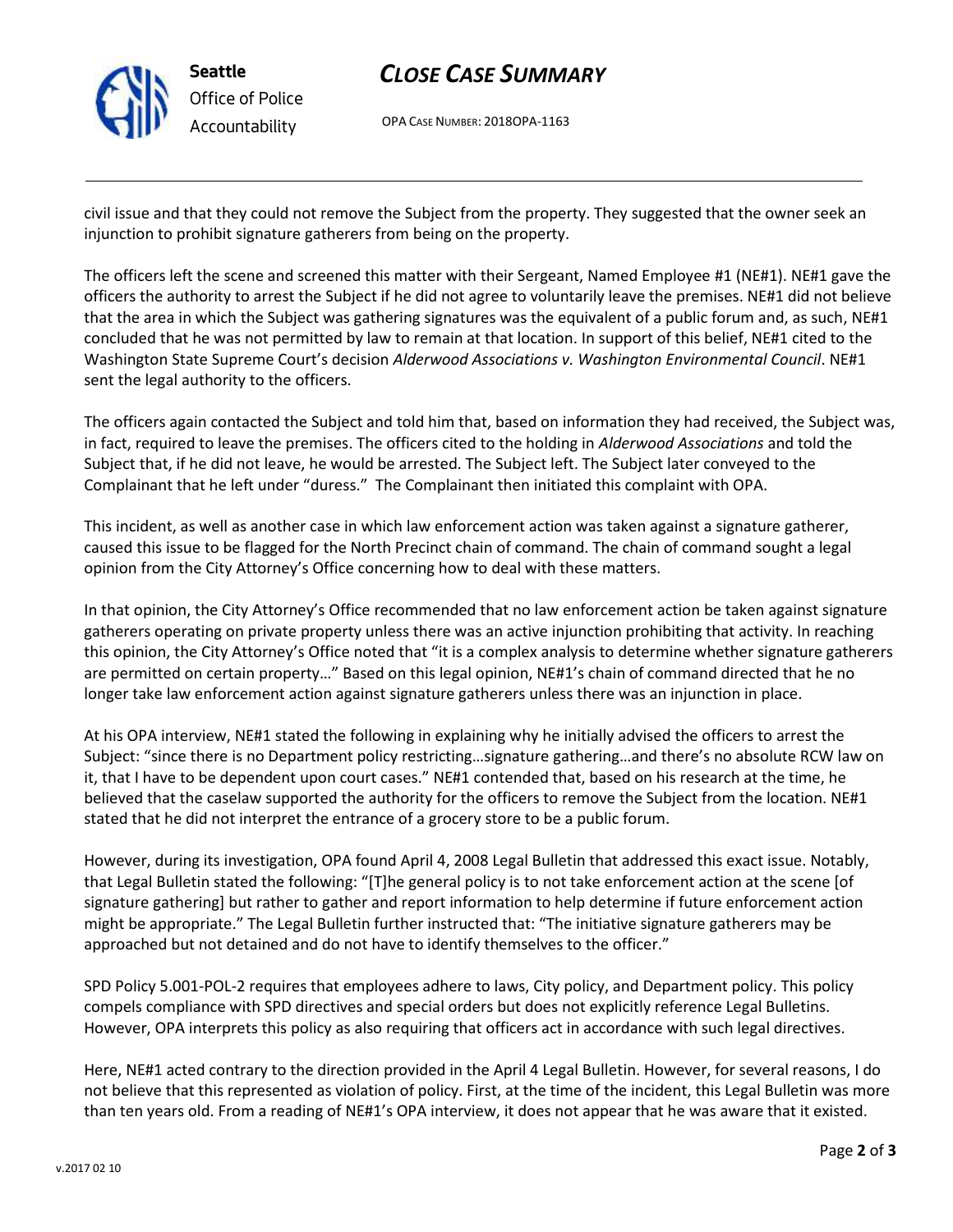civil issue and that they could not remove the Subject from the property. They suggested that the owner seek an injunction to prohibit signature gatherers from being on the property.

The officers left the scene and screened this matter with their Sergeant, Named Employee #1 (NE#1). NE#1 gave the officers the authority to arrest the Subject if he did not agree to voluntarily leave the premises. NE#1 did not believe that the area in which the Subject was gathering signatures was the equivalent of a public forum and, as such, NE#1 concluded that he was not permitted by law to remain at that location. In support of this belief, NE#1 cited to the Washington State Supreme Court's decision *Alderwood Associations v. Washington Environmental Council*. NE#1 sent the legal authority to the officers.

The officers again contacted the Subject and told him that, based on information they had received, the Subject was, in fact, required to leave the premises. The officers cited to the holding in *Alderwood Associations* and told the Subject that, if he did not leave, he would be arrested. The Subject left. The Subject later conveyed to the Complainant that he left under "duress." The Complainant then initiated this complaint with OPA.

This incident, as well as another case in which law enforcement action was taken against a signature gatherer, caused this issue to be flagged for the North Precinct chain of command. The chain of command sought a legal opinion from the City Attorney's Office concerning how to deal with these matters.

In that opinion, the City Attorney's Office recommended that no law enforcement action be taken against signature gatherers operating on private property unless there was an active injunction prohibiting that activity. In reaching this opinion, the City Attorney's Office noted that "it is a complex analysis to determine whether signature gatherers are permitted on certain property…" Based on this legal opinion, NE#1's chain of command directed that he no longer take law enforcement action against signature gatherers unless there was an injunction in place.

At his OPA interview, NE#1 stated the following in explaining why he initially advised the officers to arrest the Subject: "since there is no Department policy restricting…signature gathering…and there's no absolute RCW law on it, that I have to be dependent upon court cases." NE#1 contended that, based on his research at the time, he believed that the caselaw supported the authority for the officers to remove the Subject from the location. NE#1 stated that he did not interpret the entrance of a grocery store to be a public forum.

However, during its investigation, OPA found April 4, 2008 Legal Bulletin that addressed this exact issue. Notably, that Legal Bulletin stated the following: "[T]he general policy is to not take enforcement action at the scene [of signature gathering] but rather to gather and report information to help determine if future enforcement action might be appropriate." The Legal Bulletin further instructed that: "The initiative signature gatherers may be approached but not detained and do not have to identify themselves to the officer."

SPD Policy 5.001-POL-2 requires that employees adhere to laws, City policy, and Department policy. This policy compels compliance with SPD directives and special orders but does not explicitly reference Legal Bulletins. However, OPA interprets this policy as also requiring that officers act in accordance with such legal directives.

Here, NE#1 acted contrary to the direction provided in the April 4 Legal Bulletin. However, for several reasons, I do not believe that this represented as violation of policy. First, at the time of the incident, this Legal Bulletin was more than ten years old. From a reading of NE#1's OPA interview, it does not appear that he was aware that it existed.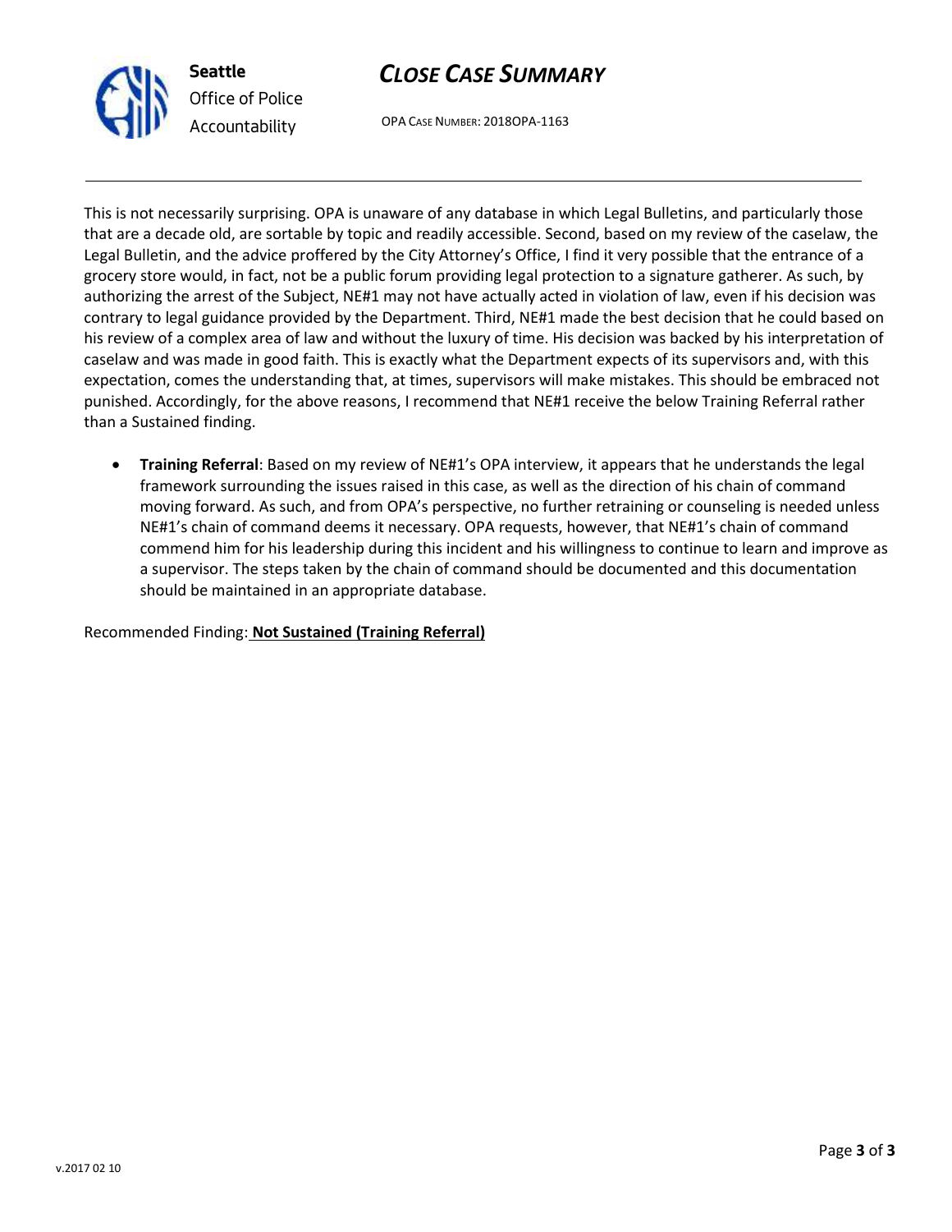This is not necessarily surprising. OPA is unaware of any database in which Legal Bulletins, and particularly those that are a decade old, are sortable by topic and readily accessible. Second, based on my review of the caselaw, the Legal Bulletin, and the advice proffered by the City Attorney's Office, I find it very possible that the entrance of a grocery store would, in fact, not be a public forum providing legal protection to a signature gatherer. As such, by authorizing the arrest of the Subject, NE#1 may not have actually acted in violation of law, even if his decision was contrary to legal guidance provided by the Department. Third, NE#1 made the best decision that he could based on his review of a complex area of law and without the luxury of time. His decision was backed by his interpretation of caselaw and was made in good faith. This is exactly what the Department expects of its supervisors and, with this expectation, comes the understanding that, at times, supervisors will make mistakes. This should be embraced not punished. Accordingly, for the above reasons, I recommend that NE#1 receive the below Training Referral rather than a Sustained finding.

- **Training Referral**: Based on my review of NE#1's OPA interview, it appears that he understands the legal framework surrounding the issues raised in this case, as well as the direction of his chain of command moving forward. As such, and from OPA's perspective, no further retraining or counseling is needed unless NE#1's chain of command deems it necessary. OPA requests, however, that NE#1's chain of command commend him for his leadership during this incident and his willingness to continue to learn and improve as a supervisor. The steps taken by the chain of command should be documented and this documentation should be maintained in an appropriate database.

Recommended Finding: **Not Sustained (Training Referral)**